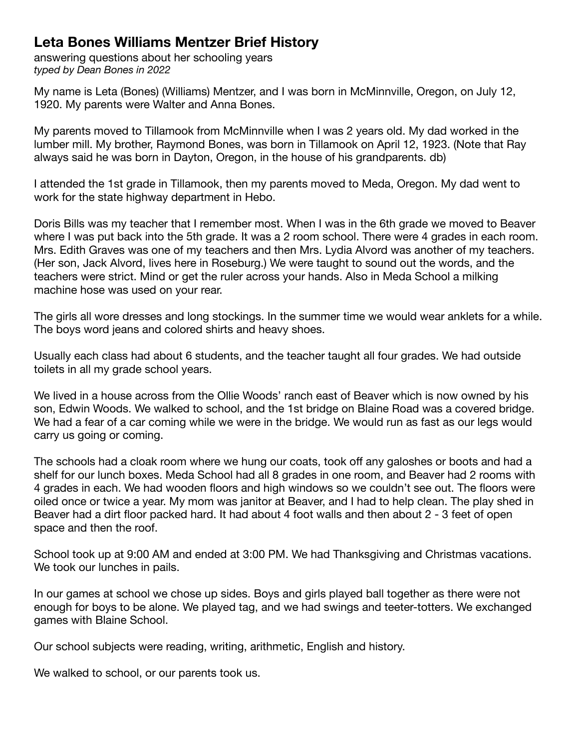# Leta Bones Williams Mentzer Brief History

answering questions about her schooling years
*typed by Dean Bones in 2022*

My name is Leta (Bones) (Williams) Mentzer, and I was born in McMinnville, Oregon, on July 12, 1920. My parents were Walter and Anna Bones.

My parents moved to Tillamook from McMinnville when I was 2 years old. My dad worked in the lumber mill. My brother, Raymond Bones, was born in Tillamook on April 12, 1923. (Note that Ray always said he was born in Dayton, Oregon, in the house of his grandparents. db)

I attended the 1st grade in Tillamook, then my parents moved to Meda, Oregon. My dad went to work for the state highway department in Hebo.

Doris Bills was my teacher that I remember most. When I was in the 6th grade we moved to Beaver where I was put back into the 5th grade. It was a 2 room school. There were 4 grades in each room. Mrs. Edith Graves was one of my teachers and then Mrs. Lydia Alvord was another of my teachers. (Her son, Jack Alvord, lives here in Roseburg.) We were taught to sound out the words, and the teachers were strict. Mind or get the ruler across your hands. Also in Meda School a milking machine hose was used on your rear.

The girls all wore dresses and long stockings. In the summer time we would wear anklets for a while. The boys word jeans and colored shirts and heavy shoes.

Usually each class had about 6 students, and the teacher taught all four grades. We had outside toilets in all my grade school years.

We lived in a house across from the Ollie Woods' ranch east of Beaver which is now owned by his son, Edwin Woods. We walked to school, and the 1st bridge on Blaine Road was a covered bridge. We had a fear of a car coming while we were in the bridge. We would run as fast as our legs would carry us going or coming.

The schools had a cloak room where we hung our coats, took off any galoshes or boots and had a shelf for our lunch boxes. Meda School had all 8 grades in one room, and Beaver had 2 rooms with 4 grades in each. We had wooden floors and high windows so we couldn't see out. The floors were oiled once or twice a year. My mom was janitor at Beaver, and I had to help clean. The play shed in Beaver had a dirt floor packed hard. It had about 4 foot walls and then about 2 - 3 feet of open space and then the roof.

School took up at 9:00 AM and ended at 3:00 PM. We had Thanksgiving and Christmas vacations. We took our lunches in pails.

In our games at school we chose up sides. Boys and girls played ball together as there were not enough for boys to be alone. We played tag, and we had swings and teeter-totters. We exchanged games with Blaine School.

Our school subjects were reading, writing, arithmetic, English and history.

We walked to school, or our parents took us.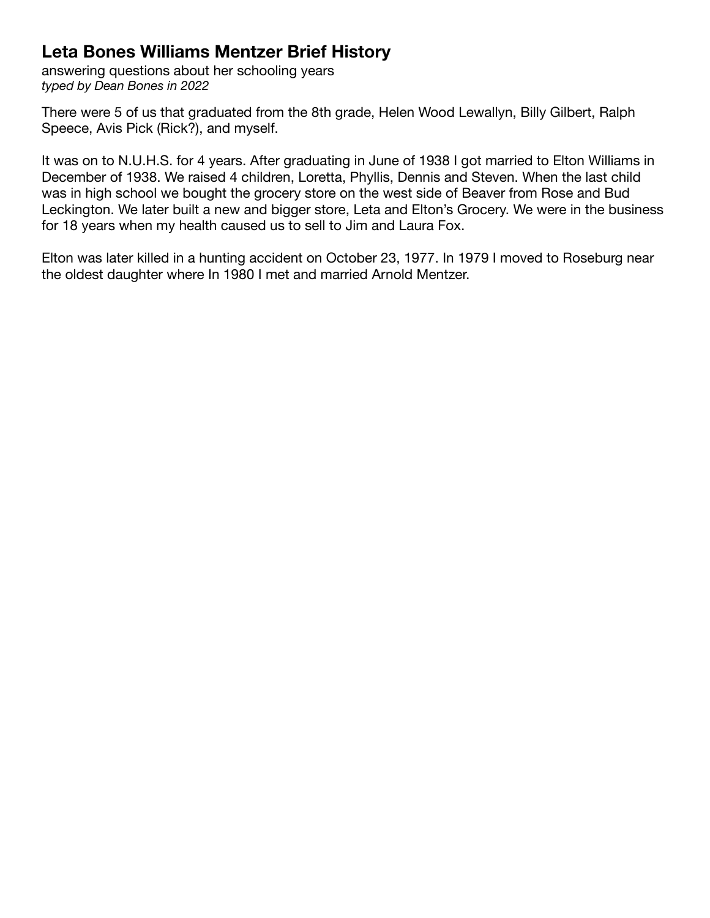## Leta Bones Williams Mentzer Brief History

answering questions about her schooling years
*typed by Dean Bones in 2022*

There were 5 of us that graduated from the 8th grade, Helen Wood Lewallyn, Billy Gilbert, Ralph Speece, Avis Pick (Rick?), and myself.

It was on to N.U.H.S. for 4 years. After graduating in June of 1938 I got married to Elton Williams in December of 1938. We raised 4 children, Loretta, Phyllis, Dennis and Steven. When the last child was in high school we bought the grocery store on the west side of Beaver from Rose and Bud Leckington. We later built a new and bigger store, Leta and Elton's Grocery. We were in the business for 18 years when my health caused us to sell to Jim and Laura Fox.

Elton was later killed in a hunting accident on October 23, 1977. In 1979 I moved to Roseburg near the oldest daughter where In 1980 I met and married Arnold Mentzer.